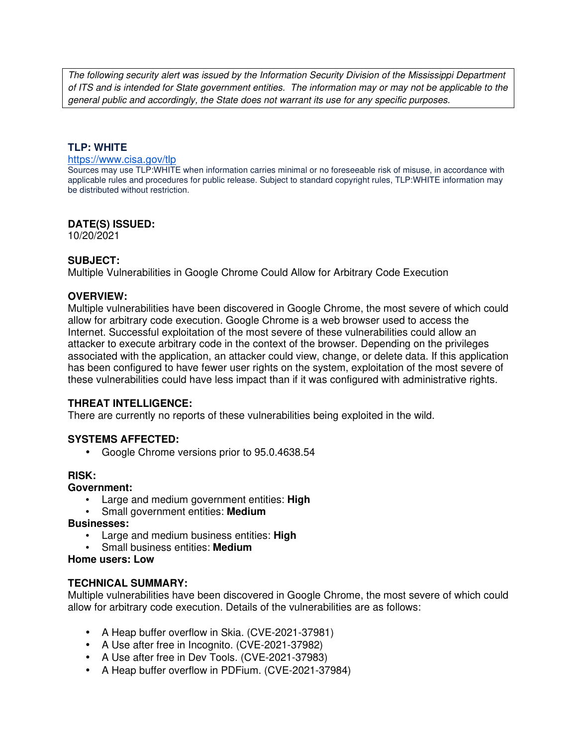*The following security alert was issued by the Information Security Division of the Mississippi Department of ITS and is intended for State government entities. The information may or may not be applicable to the general public and accordingly, the State does not warrant its use for any specific purposes.*

**TLP: WHITE**

https://www.cisa.gov/tlp

Sources may use TLP:WHITE when information carries minimal or no foreseeable risk of misuse, in accordance with applicable rules and procedures for public release. Subject to standard copyright rules, TLP:WHITE information may be distributed without restriction.

**DATE(S) ISSUED:**

10/20/2021

**SUBJECT:**

Multiple Vulnerabilities in Google Chrome Could Allow for Arbitrary Code Execution

**OVERVIEW:**

Multiple vulnerabilities have been discovered in Google Chrome, the most severe of which could allow for arbitrary code execution. Google Chrome is a web browser used to access the Internet. Successful exploitation of the most severe of these vulnerabilities could allow an attacker to execute arbitrary code in the context of the browser. Depending on the privileges associated with the application, an attacker could view, change, or delete data. If this application has been configured to have fewer user rights on the system, exploitation of the most severe of these vulnerabilities could have less impact than if it was configured with administrative rights.

**THREAT INTELLIGENCE:**

There are currently no reports of these vulnerabilities being exploited in the wild.

**SYSTEMS AFFECTED:**

- Google Chrome versions prior to 95.0.4638.54

**RISK:**

**Government:**

- Large and medium government entities: **High**
- Small government entities: **Medium**

**Businesses:**

- Large and medium business entities: **High**
- Small business entities: **Medium**

**Home users: Low**

**TECHNICAL SUMMARY:**

Multiple vulnerabilities have been discovered in Google Chrome, the most severe of which could allow for arbitrary code execution. Details of the vulnerabilities are as follows:

- A Heap buffer overflow in Skia. (CVE-2021-37981)
- A Use after free in Incognito. (CVE-2021-37982)
- A Use after free in Dev Tools. (CVE-2021-37983)
- A Heap buffer overflow in PDFium. (CVE-2021-37984)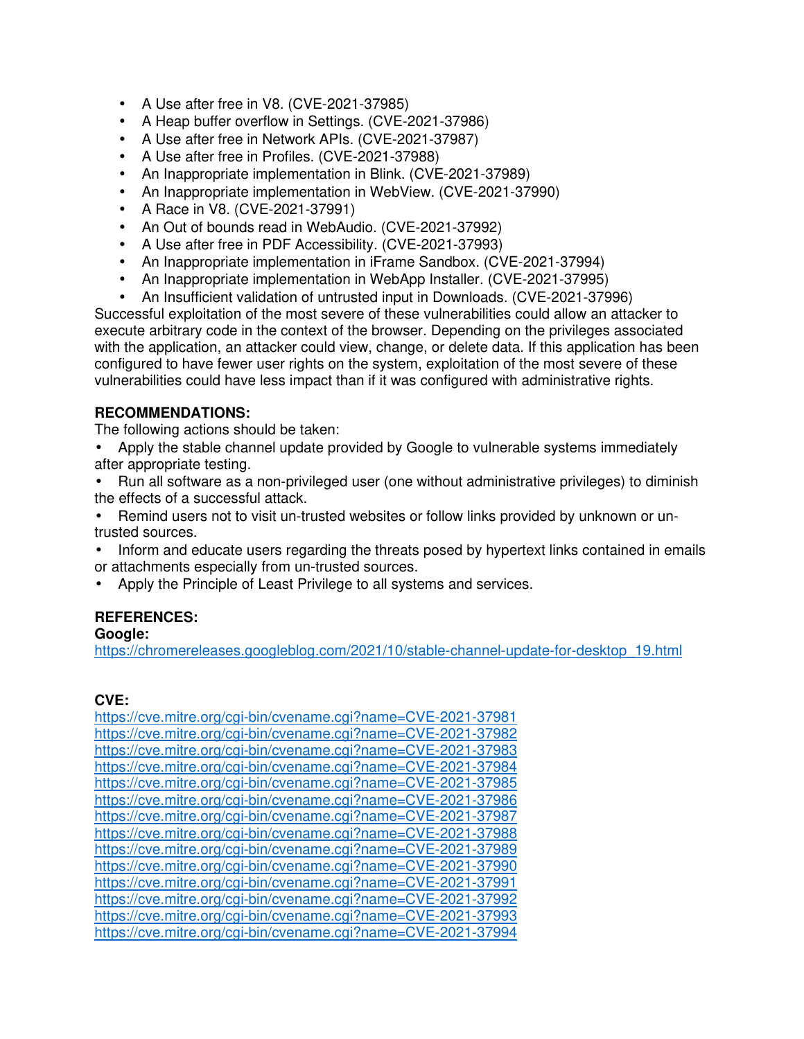- A Use after free in V8. (CVE-2021-37985)
- A Heap buffer overflow in Settings. (CVE-2021-37986)
- A Use after free in Network APIs. (CVE-2021-37987)
- A Use after free in Profiles. (CVE-2021-37988)
- An Inappropriate implementation in Blink. (CVE-2021-37989)
- An Inappropriate implementation in WebView. (CVE-2021-37990)
- A Race in V8. (CVE-2021-37991)
- An Out of bounds read in WebAudio. (CVE-2021-37992)
- A Use after free in PDF Accessibility. (CVE-2021-37993)
- An Inappropriate implementation in iFrame Sandbox. (CVE-2021-37994)
- An Inappropriate implementation in WebApp Installer. (CVE-2021-37995)
- An Insufficient validation of untrusted input in Downloads. (CVE-2021-37996)

Successful exploitation of the most severe of these vulnerabilities could allow an attacker to execute arbitrary code in the context of the browser. Depending on the privileges associated with the application, an attacker could view, change, or delete data. If this application has been configured to have fewer user rights on the system, exploitation of the most severe of these vulnerabilities could have less impact than if it was configured with administrative rights.

**RECOMMENDATIONS:**

The following actions should be taken:

- Apply the stable channel update provided by Google to vulnerable systems immediately after appropriate testing.
- Run all software as a non-privileged user (one without administrative privileges) to diminish the effects of a successful attack.
- Remind users not to visit un-trusted websites or follow links provided by unknown or un-trusted sources.
- Inform and educate users regarding the threats posed by hypertext links contained in emails or attachments especially from un-trusted sources.
- Apply the Principle of Least Privilege to all systems and services.

**REFERENCES:**

**Google:**

https://chromereleases.googleblog.com/2021/10/stable-channel-update-for-desktop_19.html

**CVE:**

https://cve.mitre.org/cgi-bin/cvename.cgi?name=CVE-2021-37981
https://cve.mitre.org/cgi-bin/cvename.cgi?name=CVE-2021-37982
https://cve.mitre.org/cgi-bin/cvename.cgi?name=CVE-2021-37983
https://cve.mitre.org/cgi-bin/cvename.cgi?name=CVE-2021-37984
https://cve.mitre.org/cgi-bin/cvename.cgi?name=CVE-2021-37985
https://cve.mitre.org/cgi-bin/cvename.cgi?name=CVE-2021-37986
https://cve.mitre.org/cgi-bin/cvename.cgi?name=CVE-2021-37987
https://cve.mitre.org/cgi-bin/cvename.cgi?name=CVE-2021-37988
https://cve.mitre.org/cgi-bin/cvename.cgi?name=CVE-2021-37989
https://cve.mitre.org/cgi-bin/cvename.cgi?name=CVE-2021-37990
https://cve.mitre.org/cgi-bin/cvename.cgi?name=CVE-2021-37991
https://cve.mitre.org/cgi-bin/cvename.cgi?name=CVE-2021-37992
https://cve.mitre.org/cgi-bin/cvename.cgi?name=CVE-2021-37993
https://cve.mitre.org/cgi-bin/cvename.cgi?name=CVE-2021-37994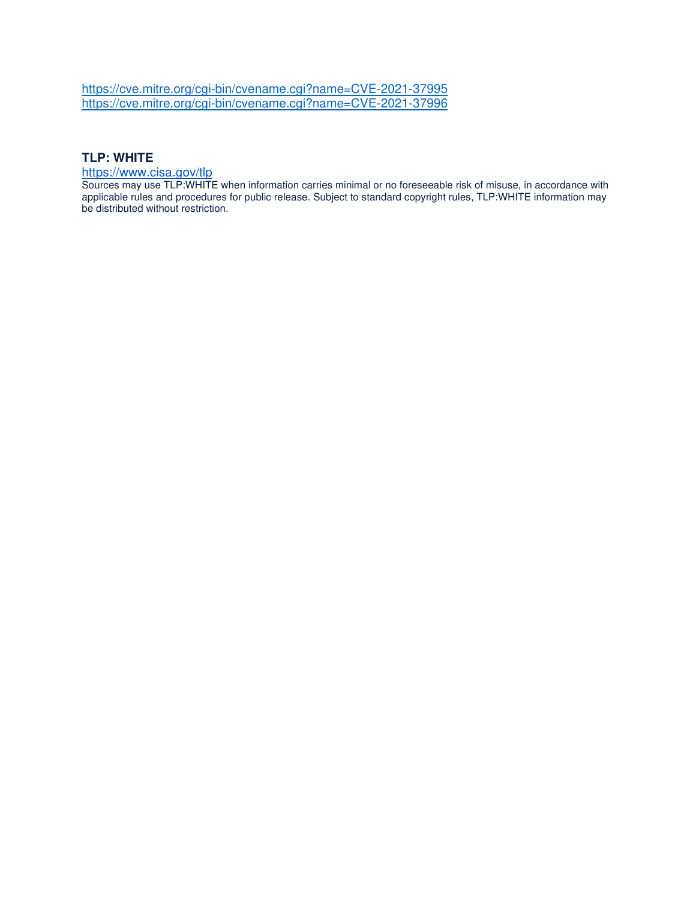https://cve.mitre.org/cgi-bin/cvename.cgi?name=CVE-2021-37995
https://cve.mitre.org/cgi-bin/cvename.cgi?name=CVE-2021-37996

**TLP: WHITE**

https://www.cisa.gov/tlp

Sources may use TLP:WHITE when information carries minimal or no foreseeable risk of misuse, in accordance with applicable rules and procedures for public release. Subject to standard copyright rules, TLP:WHITE information may be distributed without restriction.